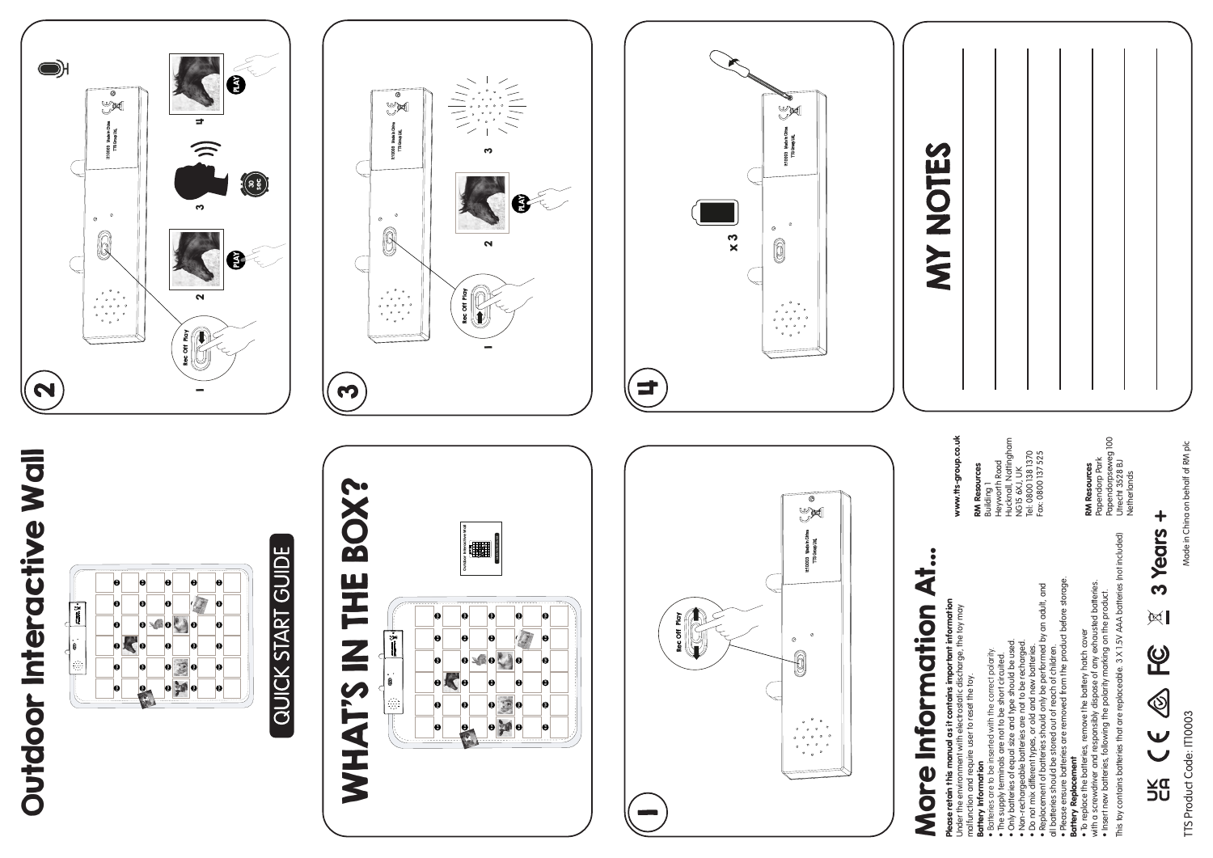# Outdoor Interactive Wall

QUICK START GUIDE

# WHAT'S IN THE BOX?

Outdoor Interactive Wall

1

Rec Off Play

2

1

Rec Off Play

2

PLAY

3

30 SEC

4

PLAY

3

1

Rec Off Play

2

PLAY

3

4

x 3

# More Information At...

**Please retain this manual as it contains important information**
Under the environment with electrostatic discharge, the toy may malfunction and require user to reset the toy.

**Battery Information**

- Batteries are to be inserted with the correct polarity.
- The supply terminals are not to be short circuited.
- Only batteries of equal size and type should be used.
- Non-rechargeable batteries are not to be recharged.
- Do not mix different types, or old and new batteries.
- Replacement of batteries should only be performed by an adult, and all batteries should be stored out of reach of children.
- Please ensure batteries are removed from the product before storage.

**Battery Replacement**

- To replace the batteries, remove the battery hatch cover with a screwdriver and responsibly dispose of any exhausted batteries.
- Insert new batteries, following the polarity marking on the product.

This toy contains batteries that are replaceable. 3 X 1.5V AAA batteries (not included)

www.tts-group.co.uk

**RM Resources**
Building 1
Heyworth Road
Hucknall, Nottingham
NG15 6XU, UK
Tel: 0800 138 1370
Fax: 0800 137 525

**RM Resources**
Papendorp Park
Papendorpseweg 100
Utrecht 3528 BJ
Netherlands

3 Years +

TTS Product Code: IT10003

Made in China on behalf of RM plc

# MY NOTES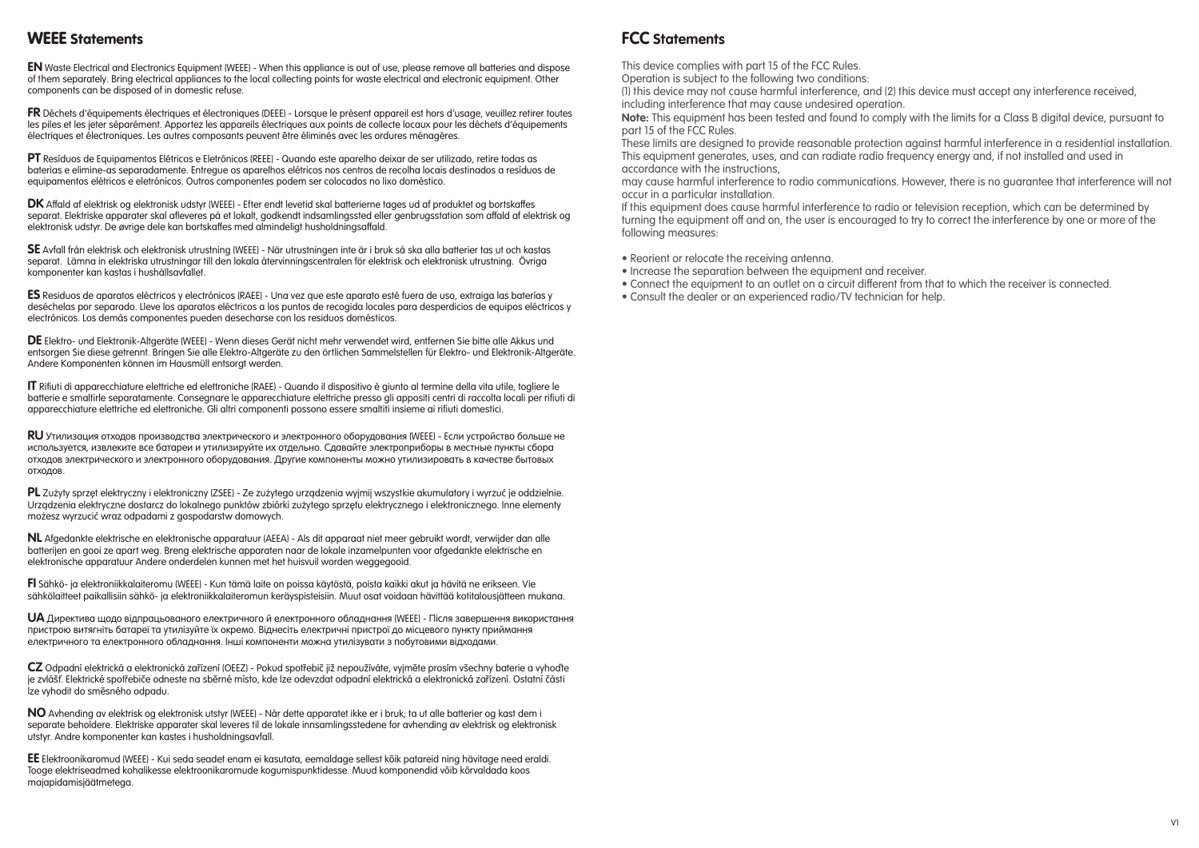## WEEE Statements

**EN** Waste Electrical and Electronics Equipment (WEEE) - When this appliance is out of use, please remove all batteries and dispose of them separately. Bring electrical appliances to the local collecting points for waste electrical and electronic equipment. Other components can be disposed of in domestic refuse.

**FR** Déchets d'équipements électriques et électroniques (DEEE) - Lorsque le présent appareil est hors d'usage, veuillez retirer toutes les piles et les jeter séparément. Apportez les appareils électriques aux points de collecte locaux pour les déchets d'équipements électriques et électroniques. Les autres composants peuvent être éliminés avec les ordures ménagères.

**PT** Resíduos de Equipamentos Elétricos e Eletrônicos (REEE) - Quando este aparelho deixar de ser utilizado, retire todas as baterias e elimine-as separadamente. Entregue os aparelhos elétricos nos centros de recolha locais destinados a resíduos de equipamentos elétricos e eletrônicos. Outros componentes podem ser colocados no lixo doméstico.

**DK** Affald af elektrisk og elektronisk udstyr (WEEE) - Efter endt levetid skal batterierne tages ud af produktet og bortskaffes separat. Elektriske apparater skal afleveres på et lokalt, godkendt indsamlingssted eller genbrugsstation som affald af elektrisk og elektronisk udstyr. De øvrige dele kan bortskaffes med almindeligt husholdningsaffald.

**SE** Avfall från elektrisk och elektronisk utrustning (WEEE) - När utrustningen inte är i bruk så ska alla batterier tas ut och kastas separat. Lämna in elektriska utrustningar till den lokala återvinningscentralen för elektrisk och elektronisk utrustning. Övriga komponenter kan kastas i hushållsavfallet.

**ES** Residuos de aparatos eléctricos y electrónicos (RAEE) - Una vez que este aparato esté fuera de uso, extraiga las baterías y deséchelas por separado. Lleve los aparatos eléctricos a los puntos de recogida locales para desperdicios de equipos eléctricos y electrónicos. Los demás componentes pueden desecharse con los residuos domésticos.

**DE** Elektro- und Elektronik-Altgeräte (WEEE) - Wenn dieses Gerät nicht mehr verwendet wird, entfernen Sie bitte alle Akkus und entsorgen Sie diese getrennt. Bringen Sie alle Elektro-Altgeräte zu den örtlichen Sammelstellen für Elektro- und Elektronik-Altgeräte. Andere Komponenten können im Hausmüll entsorgt werden.

**IT** Rifiuti di apparecchiature elettriche ed elettroniche (RAEE) - Quando il dispositivo è giunto al termine della vita utile, togliere le batterie e smaltirle separatamente. Consegnare le apparecchiature elettriche presso gli appositi centri di raccolta locali per rifiuti di apparecchiature elettriche ed elettroniche. Gli altri componenti possono essere smaltiti insieme ai rifiuti domestici.

**RU** Утилизация отходов производства электрического и электронного оборудования (WEEE) - Если устройство больше не используется, извлеките все батареи и утилизируйте их отдельно. Сдавайте электроприборы в местные пункты сбора отходов электрического и электронного оборудования. Другие компоненты можно утилизировать в качестве бытовых отходов.

**PL** Zużyty sprzęt elektryczny i elektroniczny (ZSEE) - Ze zużytego urządzenia wyjmij wszystkie akumulatory i wyrzuć je oddzielnie. Urządzenia elektryczne dostarcz do lokalnego punktów zbiórki zużytego sprzętu elektrycznego i elektronicznego. Inne elementy możesz wyrzucić wraz odpadami z gospodarstw domowych.

**NL** Afgedankte elektrische en elektronische apparatuur (AEEA) - Als dit apparaat niet meer gebruikt wordt, verwijder dan alle batterijen en gooi ze apart weg. Breng elektrische apparaten naar de lokale inzamelpunten voor afgedankte elektrische en elektronische apparatuur Andere onderdelen kunnen met het huisvuil worden weggegooid.

**FI** Sähkö- ja elektroniikkalaiteromu (WEEE) - Kun tämä laite on poissa käytöstä, poista kaikki akut ja hävitä ne erikseen. Vie sähkölaitteet paikallisiin sähkö- ja elektroniikkalaiteromun keräyspisteisiin. Muut osat voidaan hävittää kotitalousjätteen mukana.

**UA** Директива щодо відпрацьованого електричного й електронного обладнання (WEEE) - Після завершення використання пристрою витягніть батареї та утилізуйте їх окремо. Віднесіть електричні пристрої до місцевого пункту приймання електричного та електронного обладнання. Інші компоненти можна утилізувати з побутовими відходами.

**CZ** Odpadní elektrická a elektronická zařízení (OEEZ) - Pokud spotřebič již nepoužíváte, vyjměte prosím všechny baterie a vyhoďte je zvlášť. Elektrické spotřebiče odneste na sběrné místo, kde lze odevzdat odpadní elektrická a elektronická zařízení. Ostatní části lze vyhodit do směsného odpadu.

**NO** Avhending av elektrisk og elektronisk utstyr (WEEE) - Når dette apparatet ikke er i bruk; ta ut alle batterier og kast dem i separate beholdere. Elektriske apparater skal leveres til de lokale innsamlingsstedene for avhending av elektrisk og elektronisk utstyr. Andre komponenter kan kastes i husholdningsavfall.

**EE** Elektroonikaromud (WEEE) - Kui seda seadet enam ei kasutata, eemaldage sellest kõik patareid ning hävitage need eraldi. Tooge elektriseadmed kohalikesse elektroonikaromude kogumispunktidesse. Muud komponendid võib kõrvaldada koos majapidamisjäätmetega.

## FCC Statements

This device complies with part 15 of the FCC Rules.
Operation is subject to the following two conditions:
(1) this device may not cause harmful interference, and (2) this device must accept any interference received, including interference that may cause undesired operation.
**Note:** This equipment has been tested and found to comply with the limits for a Class B digital device, pursuant to part 15 of the FCC Rules.
These limits are designed to provide reasonable protection against harmful interference in a residential installation. This equipment generates, uses, and can radiate radio frequency energy and, if not installed and used in accordance with the instructions,
may cause harmful interference to radio communications. However, there is no guarantee that interference will not occur in a particular installation.
If this equipment does cause harmful interference to radio or television reception, which can be determined by turning the equipment off and on, the user is encouraged to try to correct the interference by one or more of the following measures:

- Reorient or relocate the receiving antenna.
- Increase the separation between the equipment and receiver.
- Connect the equipment to an outlet on a circuit different from that to which the receiver is connected.
- Consult the dealer or an experienced radio/TV technician for help.

V1